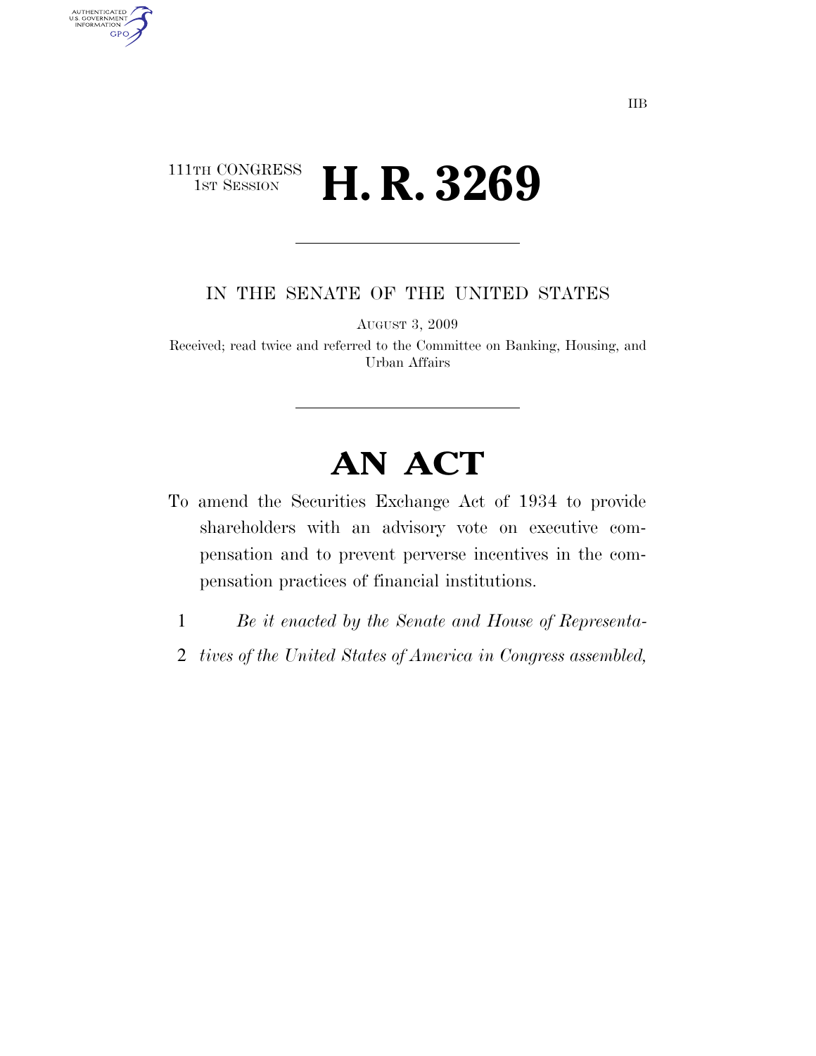IIB

111TH CONGRESS
1ST SESSION

# H. R. 3269

IN THE SENATE OF THE UNITED STATES

AUGUST 3, 2009

Received; read twice and referred to the Committee on Banking, Housing, and Urban Affairs

# AN ACT

To amend the Securities Exchange Act of 1934 to provide shareholders with an advisory vote on executive compensation and to prevent perverse incentives in the compensation practices of financial institutions.

1 *Be it enacted by the Senate and House of Representa-*
2 *tives of the United States of America in Congress assembled,*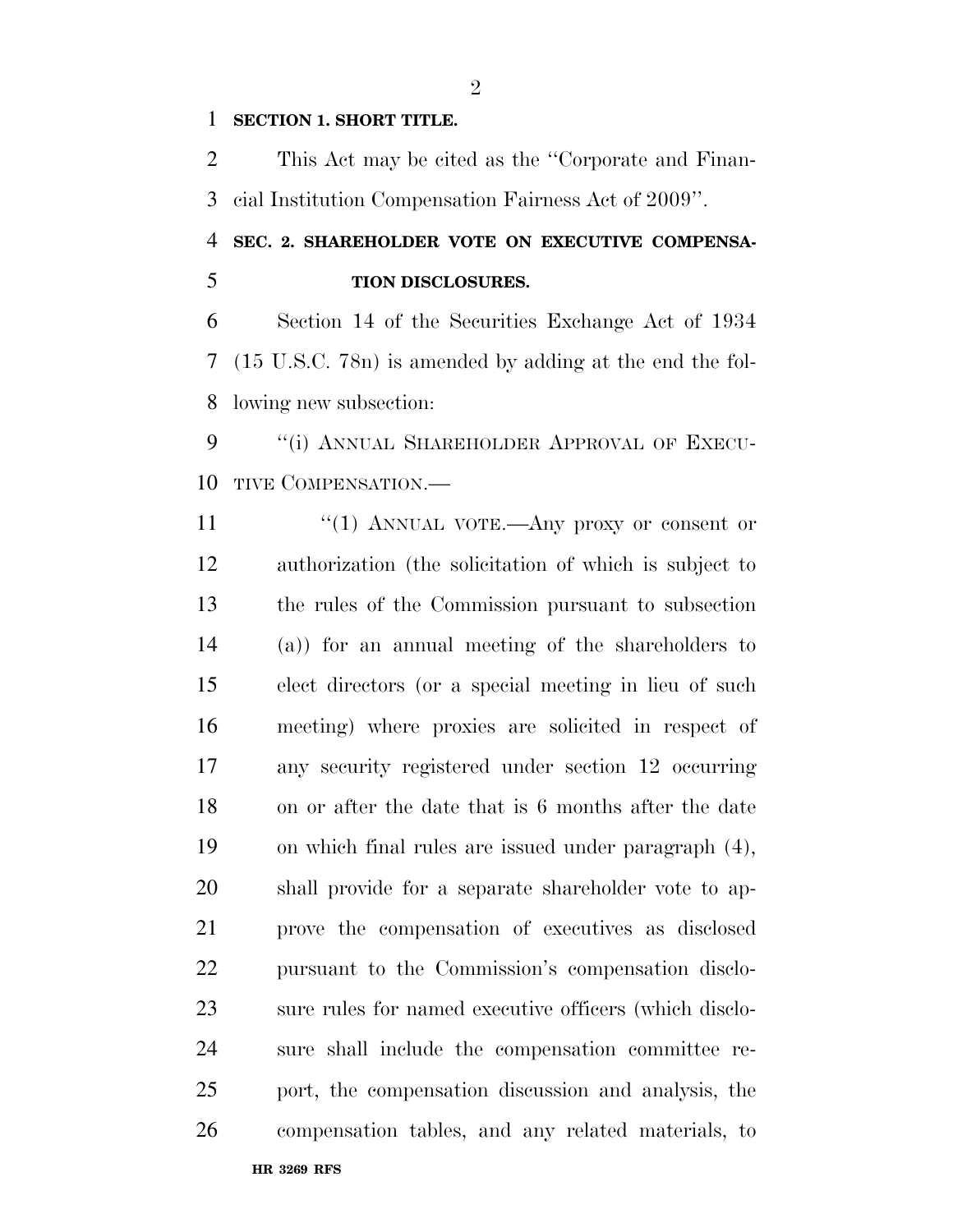**SECTION 1. SHORT TITLE.**

This Act may be cited as the ''Corporate and Financial Institution Compensation Fairness Act of 2009''.

**SEC. 2. SHAREHOLDER VOTE ON EXECUTIVE COMPENSATION DISCLOSURES.**

Section 14 of the Securities Exchange Act of 1934 (15 U.S.C. 78n) is amended by adding at the end the following new subsection:

''(i) ANNUAL SHAREHOLDER APPROVAL OF EXECUTIVE COMPENSATION.—

''(1) ANNUAL VOTE.—Any proxy or consent or authorization (the solicitation of which is subject to the rules of the Commission pursuant to subsection (a)) for an annual meeting of the shareholders to elect directors (or a special meeting in lieu of such meeting) where proxies are solicited in respect of any security registered under section 12 occurring on or after the date that is 6 months after the date on which final rules are issued under paragraph (4), shall provide for a separate shareholder vote to approve the compensation of executives as disclosed pursuant to the Commission's compensation disclosure rules for named executive officers (which disclosure shall include the compensation committee report, the compensation discussion and analysis, the compensation tables, and any related materials, to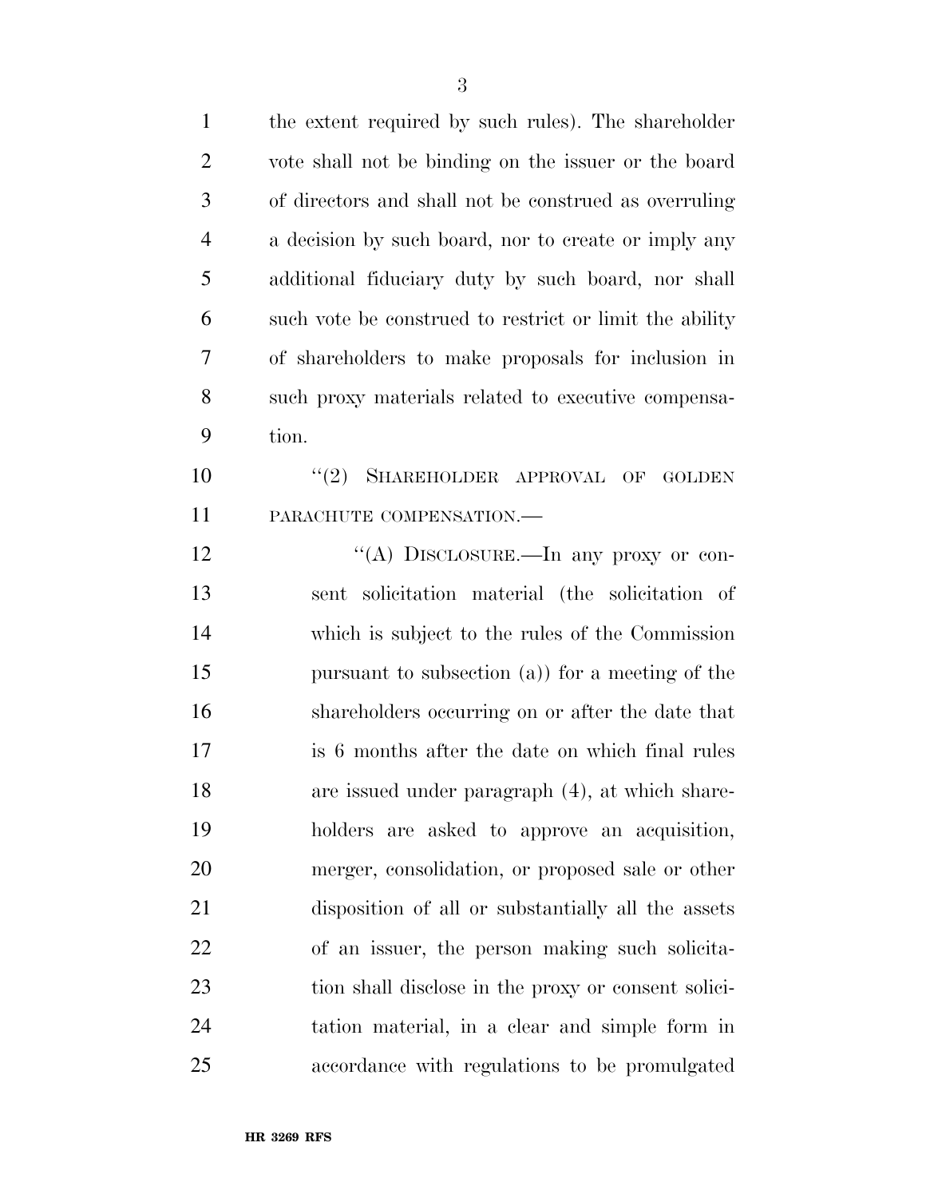the extent required by such rules). The shareholder vote shall not be binding on the issuer or the board of directors and shall not be construed as overruling a decision by such board, nor to create or imply any additional fiduciary duty by such board, nor shall such vote be construed to restrict or limit the ability of shareholders to make proposals for inclusion in such proxy materials related to executive compensation.

"(2) SHAREHOLDER APPROVAL OF GOLDEN PARACHUTE COMPENSATION.—

"(A) DISCLOSURE.—In any proxy or consent solicitation material (the solicitation of which is subject to the rules of the Commission pursuant to subsection (a)) for a meeting of the shareholders occurring on or after the date that is 6 months after the date on which final rules are issued under paragraph (4), at which shareholders are asked to approve an acquisition, merger, consolidation, or proposed sale or other disposition of all or substantially all the assets of an issuer, the person making such solicitation shall disclose in the proxy or consent solicitation material, in a clear and simple form in accordance with regulations to be promulgated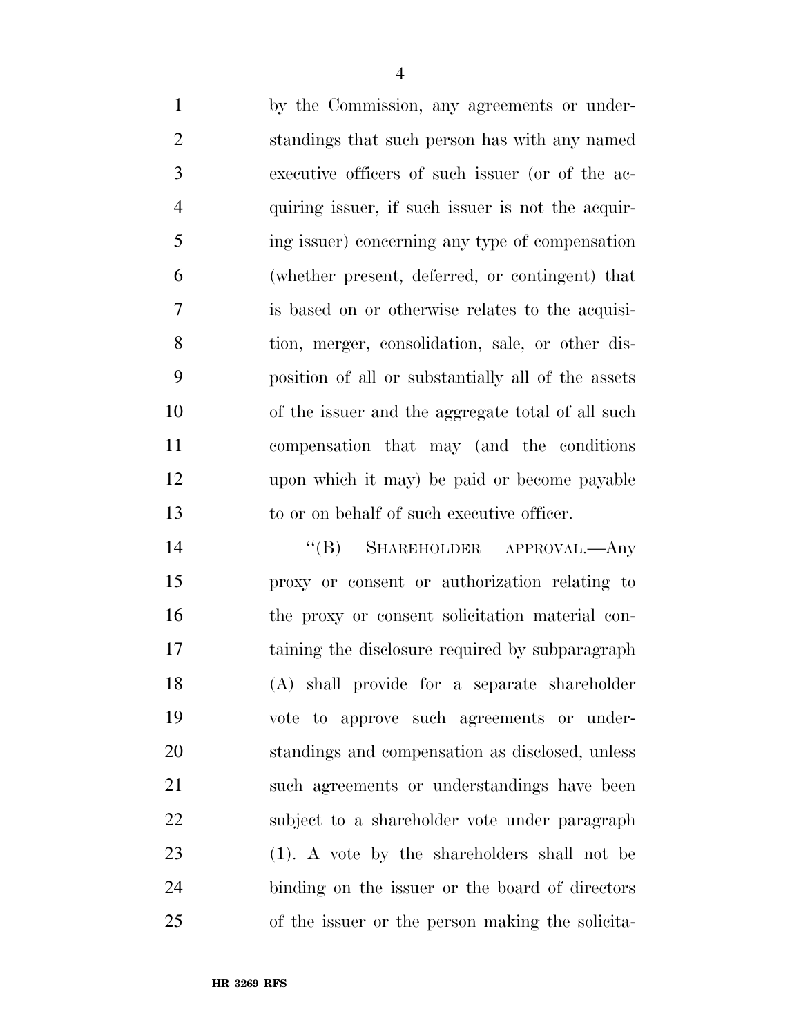by the Commission, any agreements or understandings that such person has with any named executive officers of such issuer (or of the acquiring issuer, if such issuer is not the acquiring issuer) concerning any type of compensation (whether present, deferred, or contingent) that is based on or otherwise relates to the acquisition, merger, consolidation, sale, or other disposition of all or substantially all of the assets of the issuer and the aggregate total of all such compensation that may (and the conditions upon which it may) be paid or become payable to or on behalf of such executive officer.

"(B) SHAREHOLDER APPROVAL.—Any proxy or consent or authorization relating to the proxy or consent solicitation material containing the disclosure required by subparagraph (A) shall provide for a separate shareholder vote to approve such agreements or understandings and compensation as disclosed, unless such agreements or understandings have been subject to a shareholder vote under paragraph (1). A vote by the shareholders shall not be binding on the issuer or the board of directors of the issuer or the person making the solicita-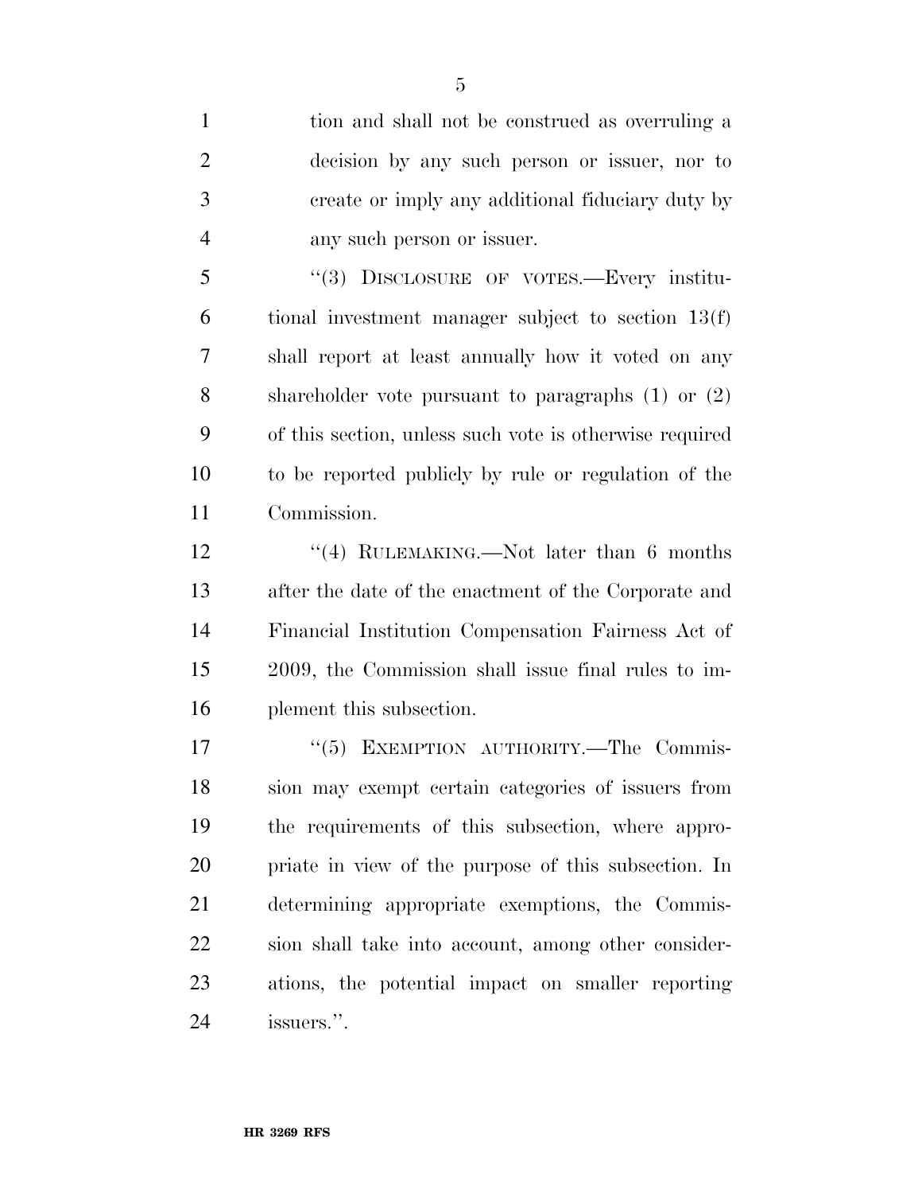tion and shall not be construed as overruling a decision by any such person or issuer, nor to create or imply any additional fiduciary duty by any such person or issuer.

"(3) DISCLOSURE OF VOTES.—Every institutional investment manager subject to section 13(f) shall report at least annually how it voted on any shareholder vote pursuant to paragraphs (1) or (2) of this section, unless such vote is otherwise required to be reported publicly by rule or regulation of the Commission.

"(4) RULEMAKING.—Not later than 6 months after the date of the enactment of the Corporate and Financial Institution Compensation Fairness Act of 2009, the Commission shall issue final rules to implement this subsection.

"(5) EXEMPTION AUTHORITY.—The Commission may exempt certain categories of issuers from the requirements of this subsection, where appropriate in view of the purpose of this subsection. In determining appropriate exemptions, the Commission shall take into account, among other considerations, the potential impact on smaller reporting issuers.".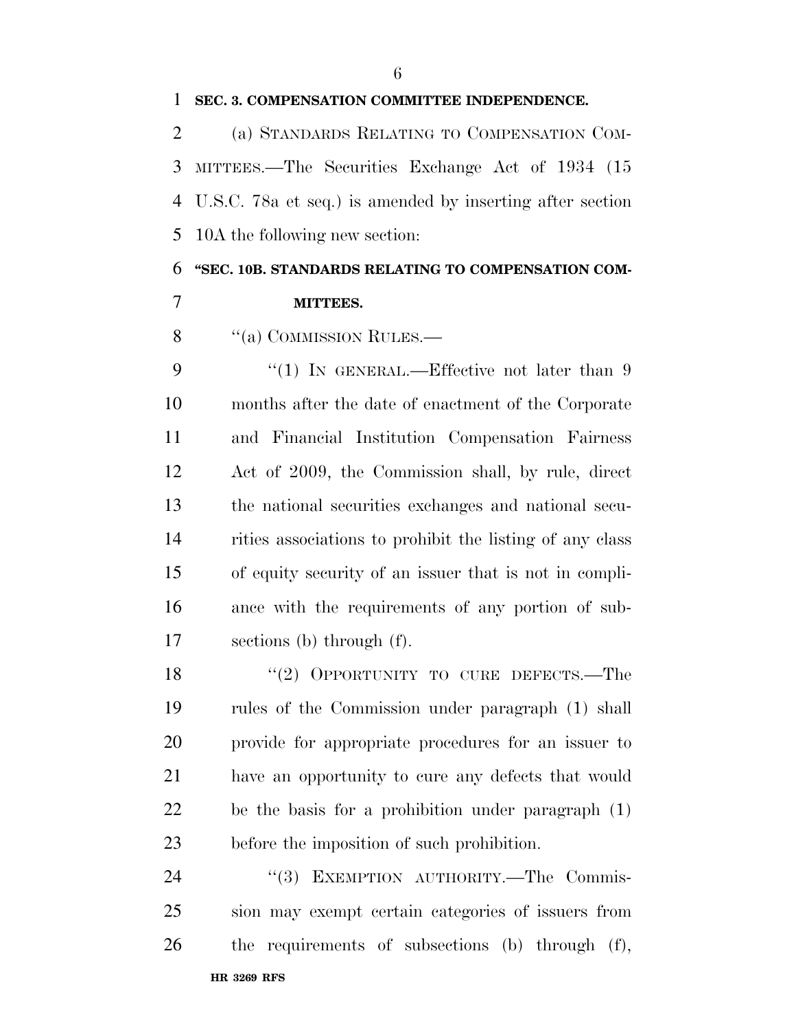**SEC. 3. COMPENSATION COMMITTEE INDEPENDENCE.**

(a) STANDARDS RELATING TO COMPENSATION COMMITTEES.—The Securities Exchange Act of 1934 (15 U.S.C. 78a et seq.) is amended by inserting after section 10A the following new section:

**"SEC. 10B. STANDARDS RELATING TO COMPENSATION COMMITTEES.**

"(a) COMMISSION RULES.—

"(1) IN GENERAL.—Effective not later than 9 months after the date of enactment of the Corporate and Financial Institution Compensation Fairness Act of 2009, the Commission shall, by rule, direct the national securities exchanges and national securities associations to prohibit the listing of any class of equity security of an issuer that is not in compliance with the requirements of any portion of subsections (b) through (f).

"(2) OPPORTUNITY TO CURE DEFECTS.—The rules of the Commission under paragraph (1) shall provide for appropriate procedures for an issuer to have an opportunity to cure any defects that would be the basis for a prohibition under paragraph (1) before the imposition of such prohibition.

"(3) EXEMPTION AUTHORITY.—The Commission may exempt certain categories of issuers from the requirements of subsections (b) through (f),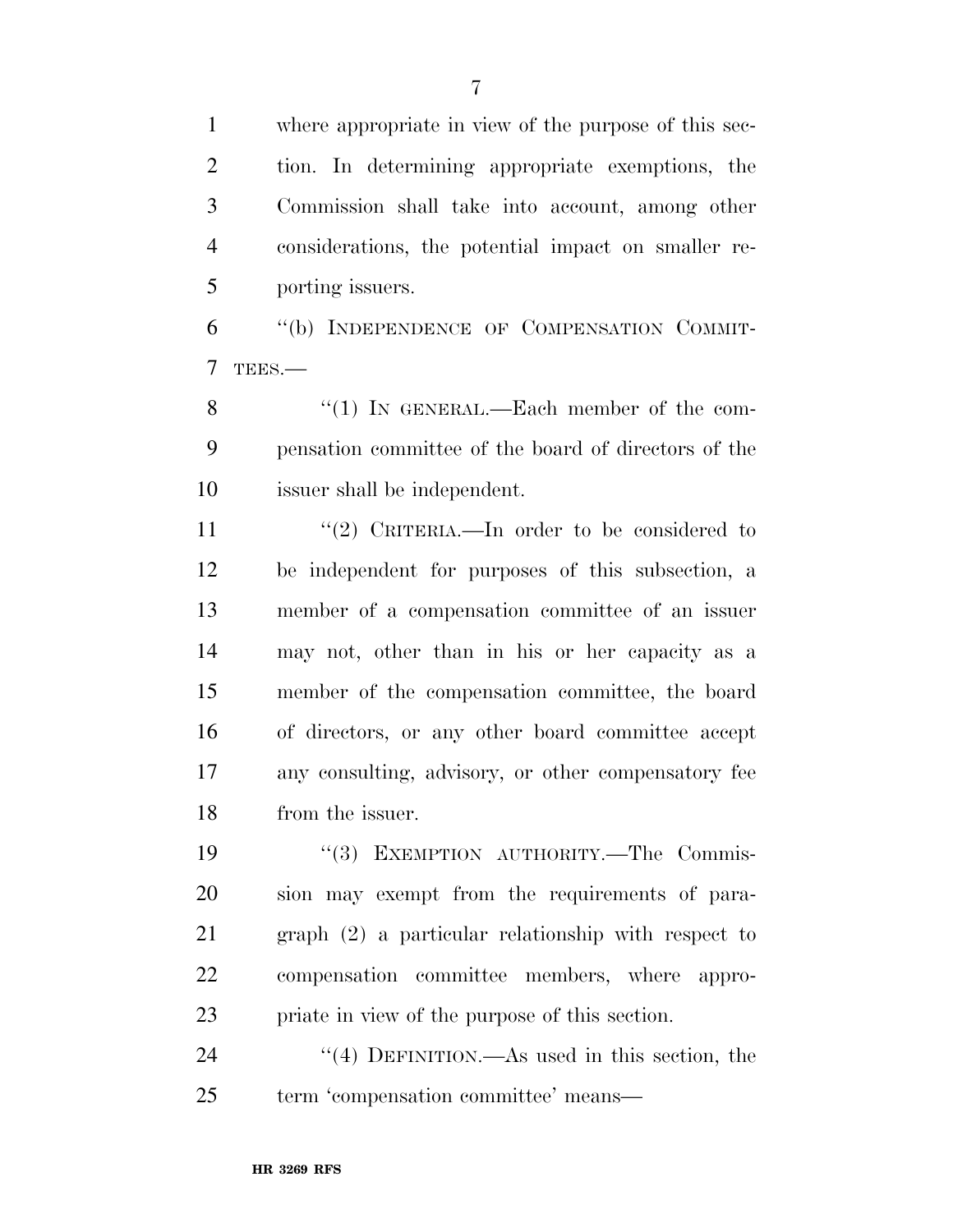where appropriate in view of the purpose of this section. In determining appropriate exemptions, the Commission shall take into account, among other considerations, the potential impact on smaller reporting issuers.

"(b) INDEPENDENCE OF COMPENSATION COMMITTEES.—

"(1) IN GENERAL.—Each member of the compensation committee of the board of directors of the issuer shall be independent.

"(2) CRITERIA.—In order to be considered to be independent for purposes of this subsection, a member of a compensation committee of an issuer may not, other than in his or her capacity as a member of the compensation committee, the board of directors, or any other board committee accept any consulting, advisory, or other compensatory fee from the issuer.

"(3) EXEMPTION AUTHORITY.—The Commission may exempt from the requirements of paragraph (2) a particular relationship with respect to compensation committee members, where appropriate in view of the purpose of this section.

"(4) DEFINITION.—As used in this section, the term 'compensation committee' means—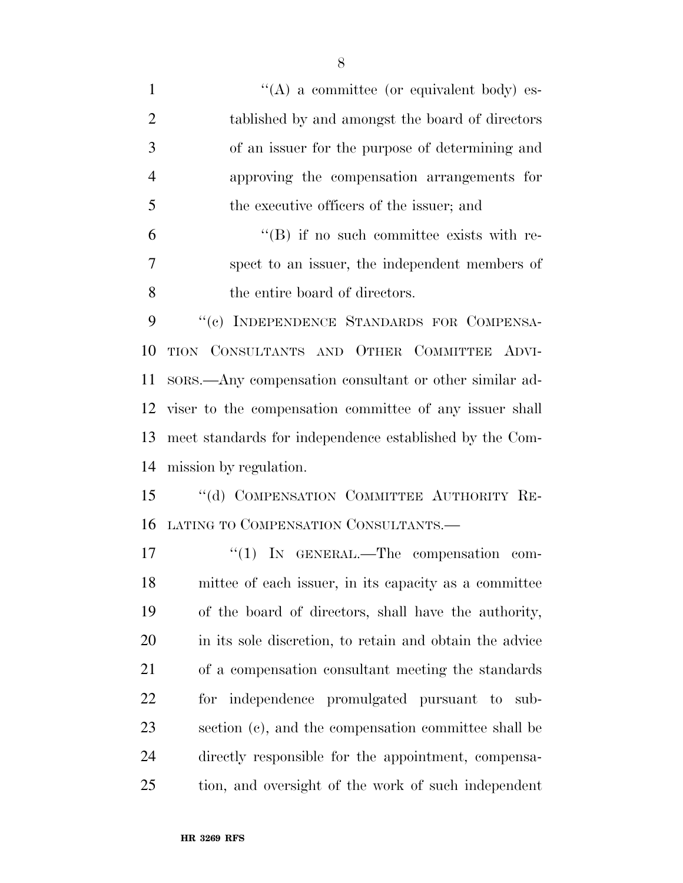"(A) a committee (or equivalent body) established by and amongst the board of directors of an issuer for the purpose of determining and approving the compensation arrangements for the executive officers of the issuer; and

"(B) if no such committee exists with respect to an issuer, the independent members of the entire board of directors.

"(c) INDEPENDENCE STANDARDS FOR COMPENSATION CONSULTANTS AND OTHER COMMITTEE ADVISORS.—Any compensation consultant or other similar adviser to the compensation committee of any issuer shall meet standards for independence established by the Commission by regulation.

"(d) COMPENSATION COMMITTEE AUTHORITY RELATING TO COMPENSATION CONSULTANTS.—

"(1) IN GENERAL.—The compensation committee of each issuer, in its capacity as a committee of the board of directors, shall have the authority, in its sole discretion, to retain and obtain the advice of a compensation consultant meeting the standards for independence promulgated pursuant to subsection (c), and the compensation committee shall be directly responsible for the appointment, compensation, and oversight of the work of such independent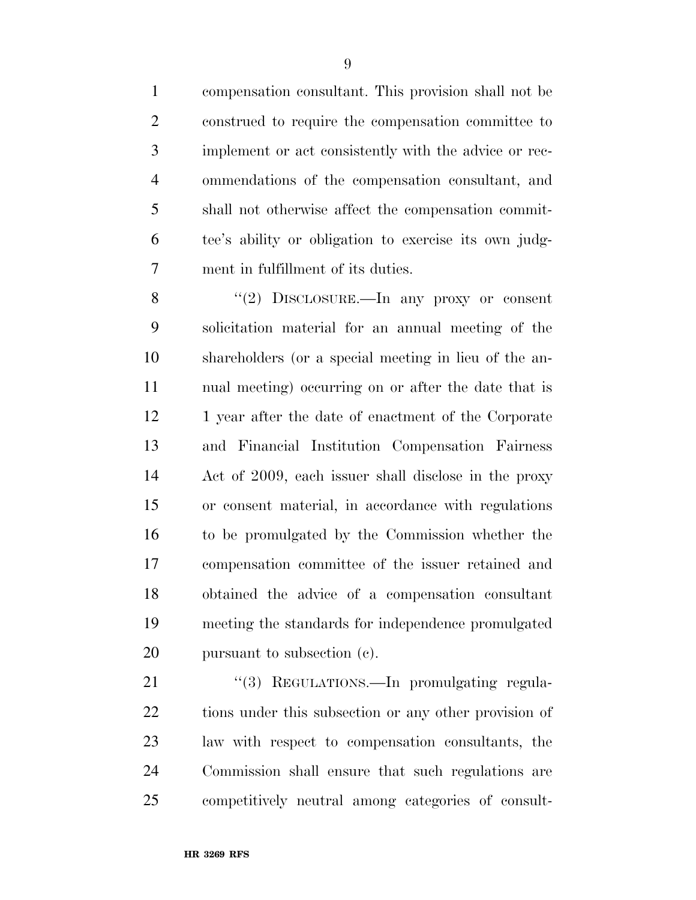compensation consultant. This provision shall not be construed to require the compensation committee to implement or act consistently with the advice or recommendations of the compensation consultant, and shall not otherwise affect the compensation committee's ability or obligation to exercise its own judgment in fulfillment of its duties.

''(2) DISCLOSURE.—In any proxy or consent solicitation material for an annual meeting of the shareholders (or a special meeting in lieu of the annual meeting) occurring on or after the date that is 1 year after the date of enactment of the Corporate and Financial Institution Compensation Fairness Act of 2009, each issuer shall disclose in the proxy or consent material, in accordance with regulations to be promulgated by the Commission whether the compensation committee of the issuer retained and obtained the advice of a compensation consultant meeting the standards for independence promulgated pursuant to subsection (c).

''(3) REGULATIONS.—In promulgating regulations under this subsection or any other provision of law with respect to compensation consultants, the Commission shall ensure that such regulations are competitively neutral among categories of consult-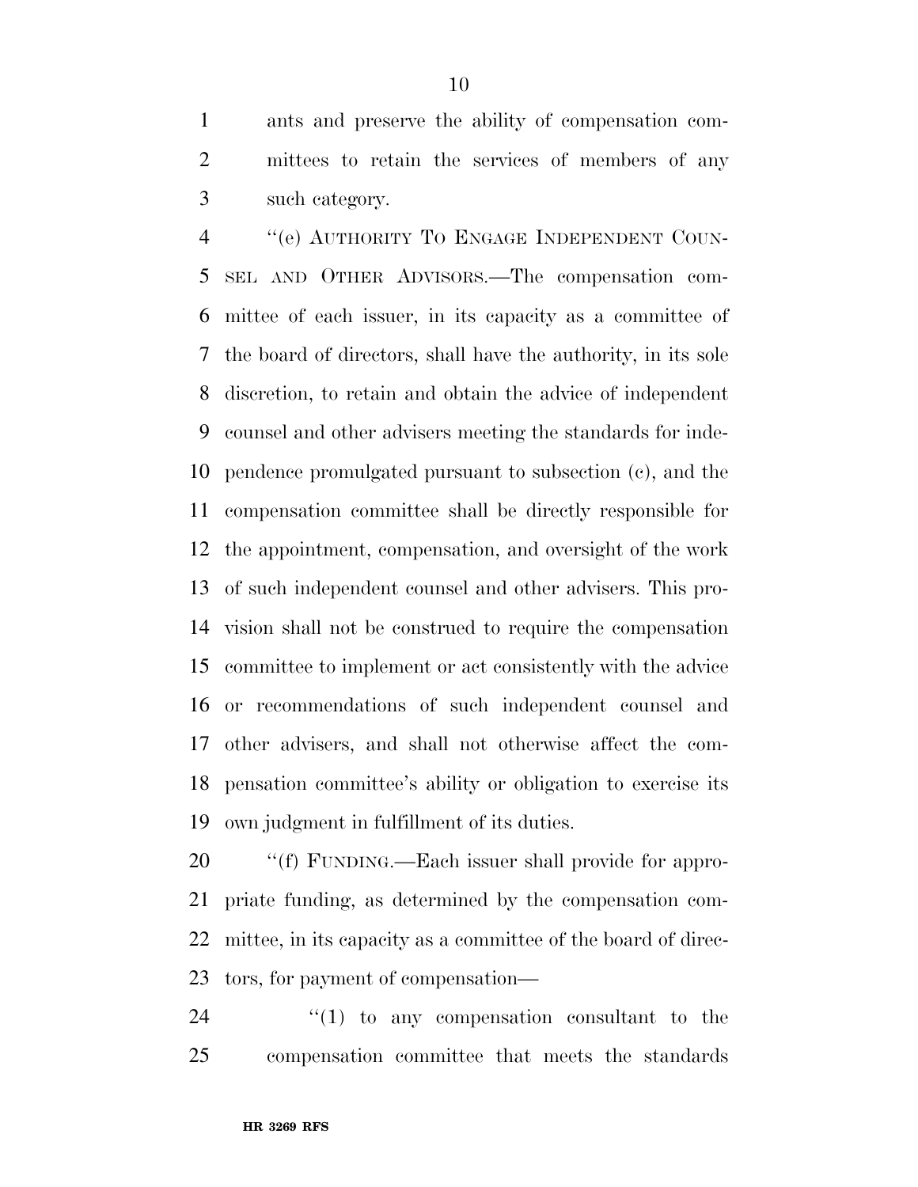ants and preserve the ability of compensation committees to retain the services of members of any such category.

"(e) AUTHORITY TO ENGAGE INDEPENDENT COUNSEL AND OTHER ADVISORS.—The compensation committee of each issuer, in its capacity as a committee of the board of directors, shall have the authority, in its sole discretion, to retain and obtain the advice of independent counsel and other advisers meeting the standards for independence promulgated pursuant to subsection (c), and the compensation committee shall be directly responsible for the appointment, compensation, and oversight of the work of such independent counsel and other advisers. This provision shall not be construed to require the compensation committee to implement or act consistently with the advice or recommendations of such independent counsel and other advisers, and shall not otherwise affect the compensation committee's ability or obligation to exercise its own judgment in fulfillment of its duties.

"(f) FUNDING.—Each issuer shall provide for appropriate funding, as determined by the compensation committee, in its capacity as a committee of the board of directors, for payment of compensation—

"(1) to any compensation consultant to the compensation committee that meets the standards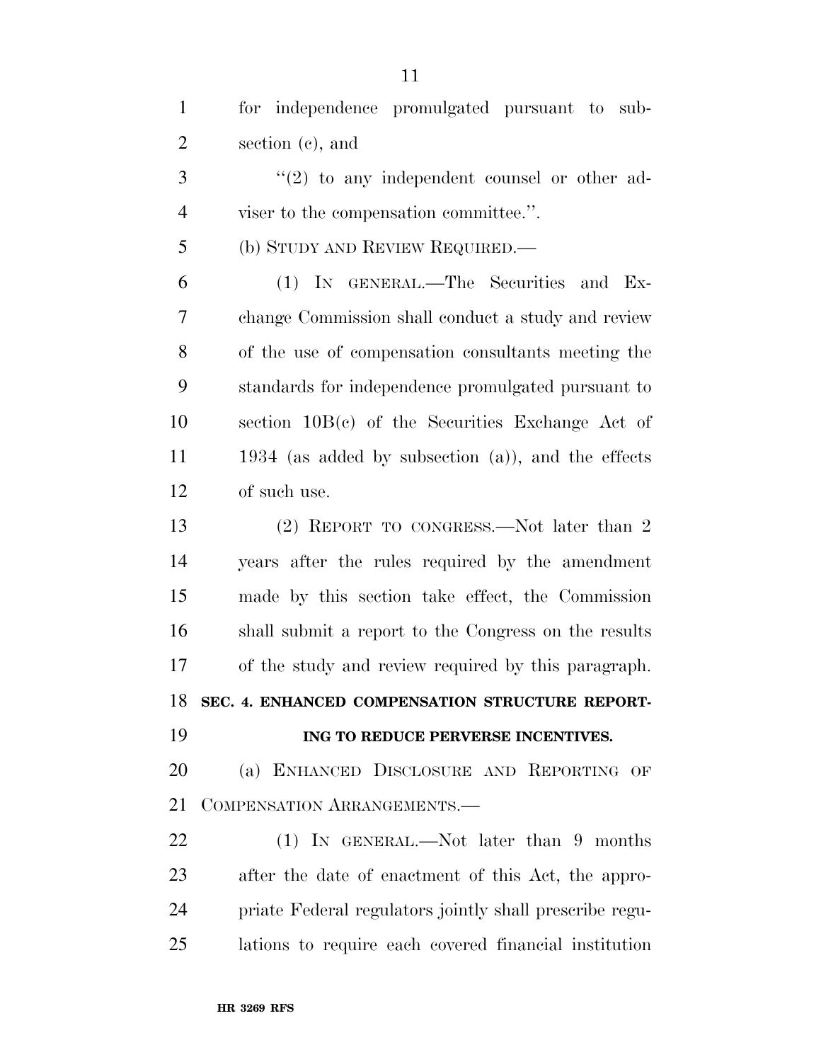for independence promulgated pursuant to subsection (c), and

"(2) to any independent counsel or other adviser to the compensation committee.".

(b) STUDY AND REVIEW REQUIRED.—

(1) IN GENERAL.—The Securities and Exchange Commission shall conduct a study and review of the use of compensation consultants meeting the standards for independence promulgated pursuant to section 10B(c) of the Securities Exchange Act of 1934 (as added by subsection (a)), and the effects of such use.

(2) REPORT TO CONGRESS.—Not later than 2 years after the rules required by the amendment made by this section take effect, the Commission shall submit a report to the Congress on the results of the study and review required by this paragraph.

**SEC. 4. ENHANCED COMPENSATION STRUCTURE REPORTING TO REDUCE PERVERSE INCENTIVES.**

(a) ENHANCED DISCLOSURE AND REPORTING OF COMPENSATION ARRANGEMENTS.—

(1) IN GENERAL.—Not later than 9 months after the date of enactment of this Act, the appropriate Federal regulators jointly shall prescribe regulations to require each covered financial institution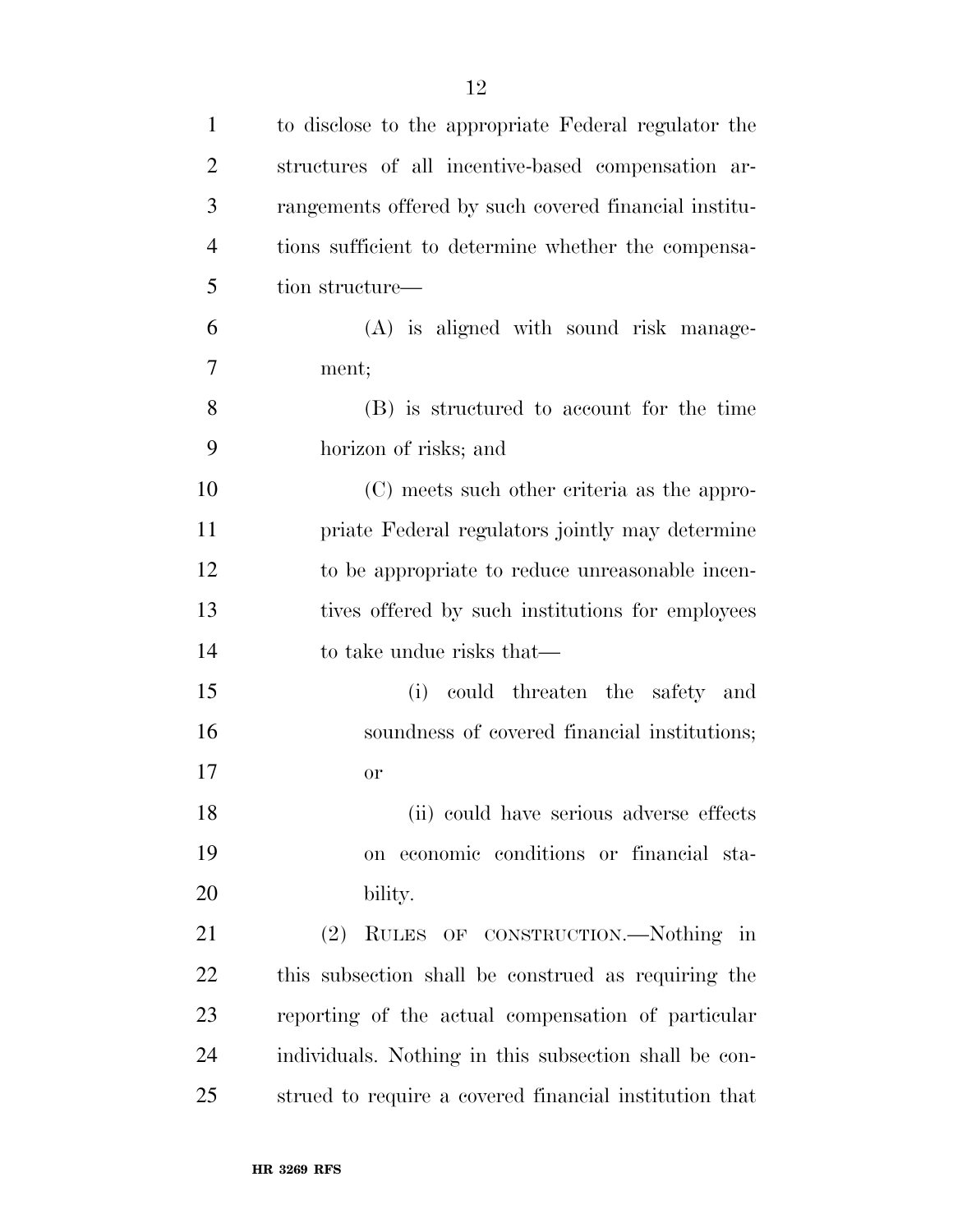to disclose to the appropriate Federal regulator the structures of all incentive-based compensation arrangements offered by such covered financial institutions sufficient to determine whether the compensation structure—

(A) is aligned with sound risk management;

(B) is structured to account for the time horizon of risks; and

(C) meets such other criteria as the appropriate Federal regulators jointly may determine to be appropriate to reduce unreasonable incentives offered by such institutions for employees to take undue risks that—

(i) could threaten the safety and soundness of covered financial institutions; or

(ii) could have serious adverse effects on economic conditions or financial stability.

(2) RULES OF CONSTRUCTION.—Nothing in this subsection shall be construed as requiring the reporting of the actual compensation of particular individuals. Nothing in this subsection shall be construed to require a covered financial institution that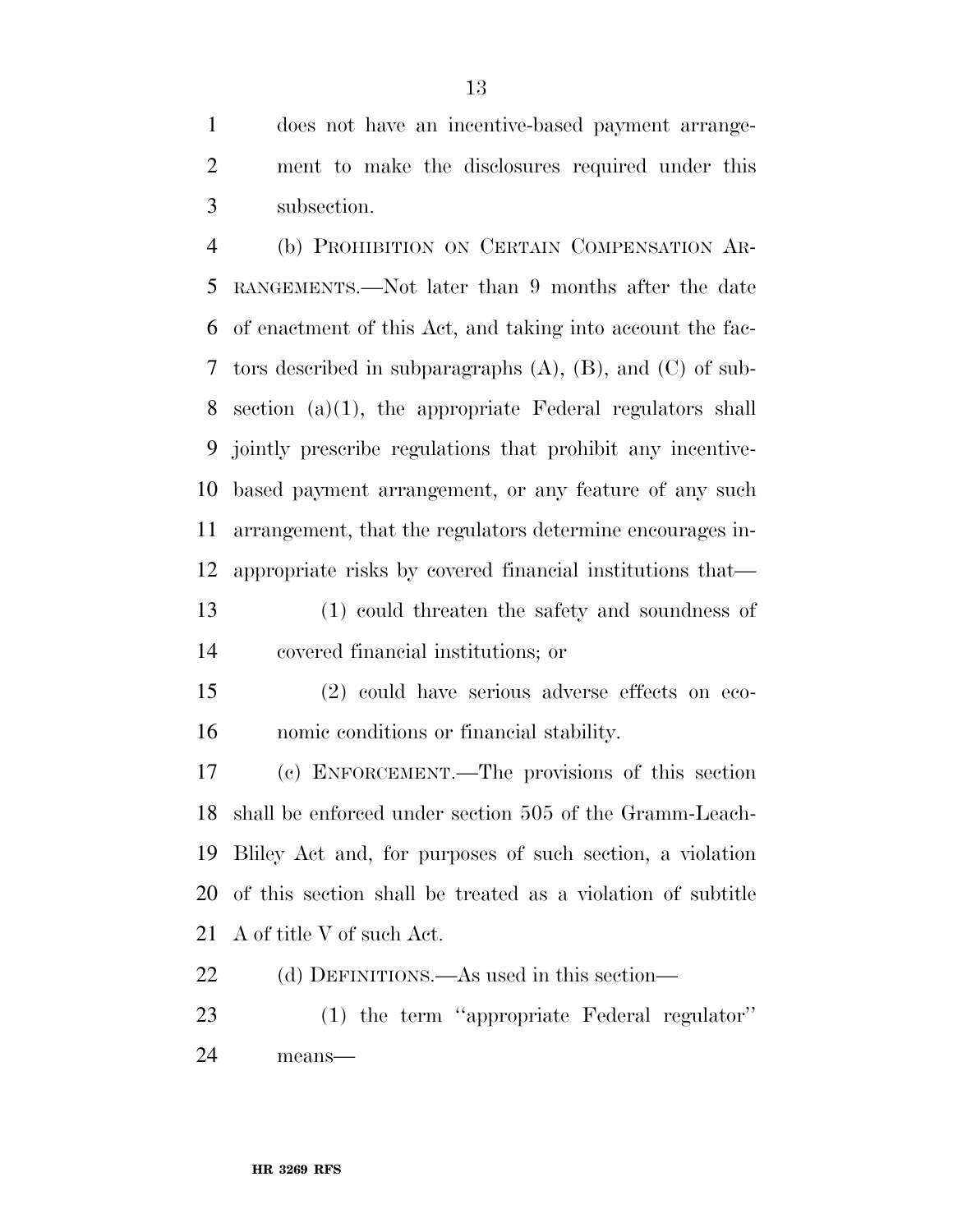does not have an incentive-based payment arrangement to make the disclosures required under this subsection.

(b) PROHIBITION ON CERTAIN COMPENSATION ARRANGEMENTS.—Not later than 9 months after the date of enactment of this Act, and taking into account the factors described in subparagraphs (A), (B), and (C) of subsection (a)(1), the appropriate Federal regulators shall jointly prescribe regulations that prohibit any incentive-based payment arrangement, or any feature of any such arrangement, that the regulators determine encourages inappropriate risks by covered financial institutions that—

(1) could threaten the safety and soundness of covered financial institutions; or

(2) could have serious adverse effects on economic conditions or financial stability.

(c) ENFORCEMENT.—The provisions of this section shall be enforced under section 505 of the Gramm-Leach-Bliley Act and, for purposes of such section, a violation of this section shall be treated as a violation of subtitle A of title V of such Act.

(d) DEFINITIONS.—As used in this section—

(1) the term ''appropriate Federal regulator'' means—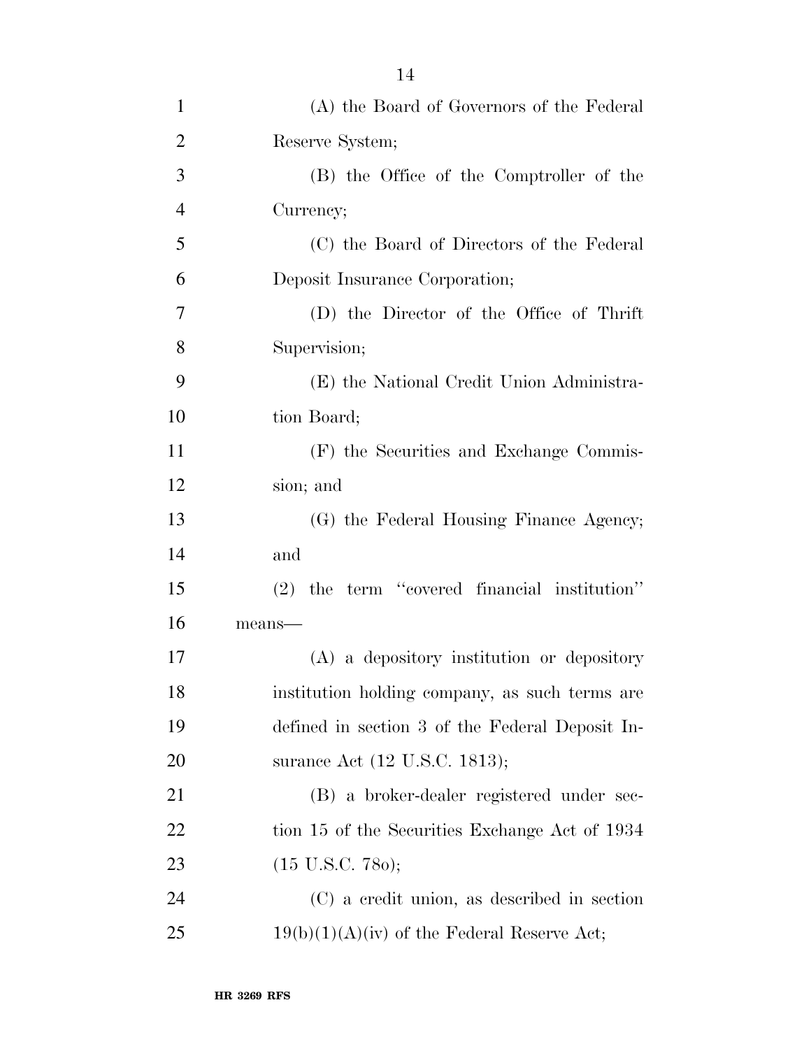(A) the Board of Governors of the Federal Reserve System;

(B) the Office of the Comptroller of the Currency;

(C) the Board of Directors of the Federal Deposit Insurance Corporation;

(D) the Director of the Office of Thrift Supervision;

(E) the National Credit Union Administration Board;

(F) the Securities and Exchange Commission; and

(G) the Federal Housing Finance Agency; and

(2) the term ''covered financial institution'' means—

(A) a depository institution or depository institution holding company, as such terms are defined in section 3 of the Federal Deposit Insurance Act (12 U.S.C. 1813);

(B) a broker-dealer registered under section 15 of the Securities Exchange Act of 1934 (15 U.S.C. 78o);

(C) a credit union, as described in section 19(b)(1)(A)(iv) of the Federal Reserve Act;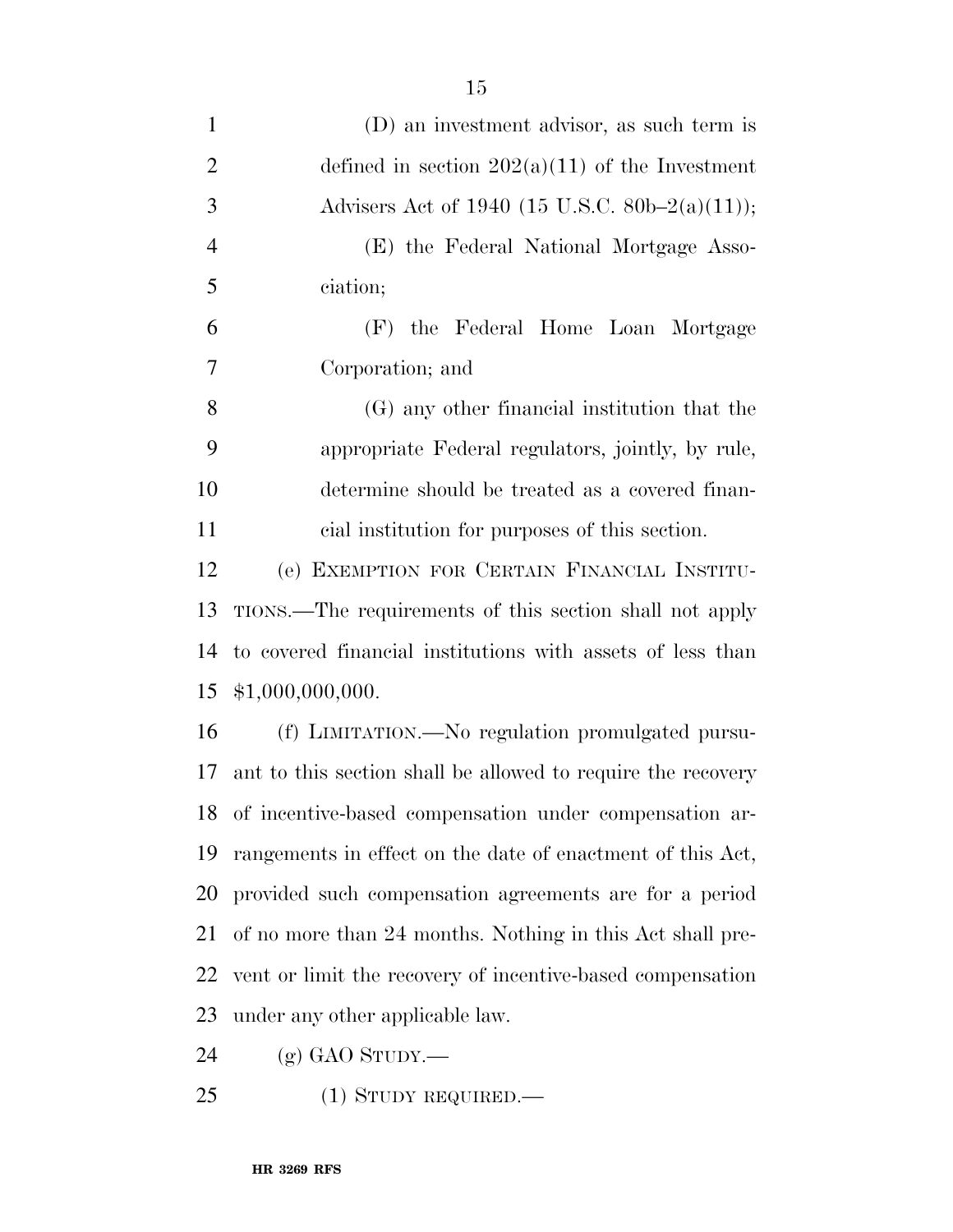(D) an investment advisor, as such term is defined in section 202(a)(11) of the Investment Advisers Act of 1940 (15 U.S.C. 80b–2(a)(11));

(E) the Federal National Mortgage Association;

(F) the Federal Home Loan Mortgage Corporation; and

(G) any other financial institution that the appropriate Federal regulators, jointly, by rule, determine should be treated as a covered financial institution for purposes of this section.

(e) EXEMPTION FOR CERTAIN FINANCIAL INSTITUTIONS.—The requirements of this section shall not apply to covered financial institutions with assets of less than $1,000,000,000.

(f) LIMITATION.—No regulation promulgated pursuant to this section shall be allowed to require the recovery of incentive-based compensation under compensation arrangements in effect on the date of enactment of this Act, provided such compensation agreements are for a period of no more than 24 months. Nothing in this Act shall prevent or limit the recovery of incentive-based compensation under any other applicable law.

(g) GAO STUDY.—

(1) STUDY REQUIRED.—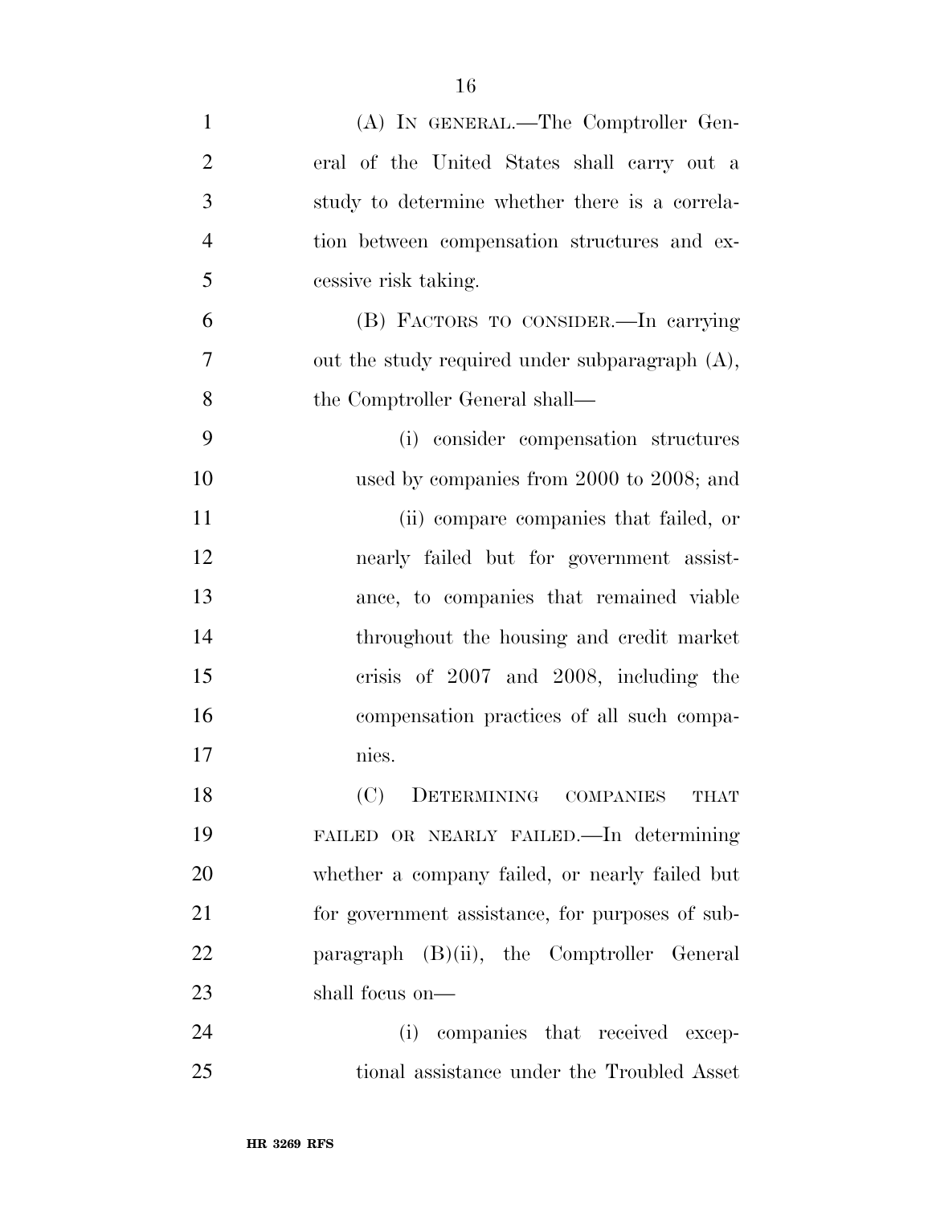(A) IN GENERAL.—The Comptroller General of the United States shall carry out a study to determine whether there is a correlation between compensation structures and excessive risk taking.

(B) FACTORS TO CONSIDER.—In carrying out the study required under subparagraph (A), the Comptroller General shall—

(i) consider compensation structures used by companies from 2000 to 2008; and

(ii) compare companies that failed, or nearly failed but for government assistance, to companies that remained viable throughout the housing and credit market crisis of 2007 and 2008, including the compensation practices of all such companies.

(C) DETERMINING COMPANIES THAT FAILED OR NEARLY FAILED.—In determining whether a company failed, or nearly failed but for government assistance, for purposes of subparagraph (B)(ii), the Comptroller General shall focus on—

(i) companies that received exceptional assistance under the Troubled Asset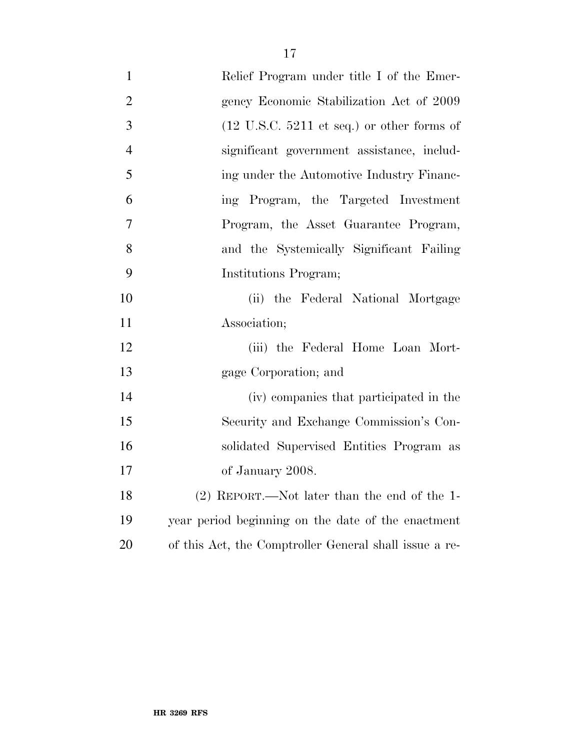Relief Program under title I of the Emergency Economic Stabilization Act of 2009 (12 U.S.C. 5211 et seq.) or other forms of significant government assistance, including under the Automotive Industry Financing Program, the Targeted Investment Program, the Asset Guarantee Program, and the Systemically Significant Failing Institutions Program;

(ii) the Federal National Mortgage Association;

(iii) the Federal Home Loan Mortgage Corporation; and

(iv) companies that participated in the Security and Exchange Commission's Consolidated Supervised Entities Program as of January 2008.

(2) REPORT.—Not later than the end of the 1-year period beginning on the date of the enactment of this Act, the Comptroller General shall issue a re-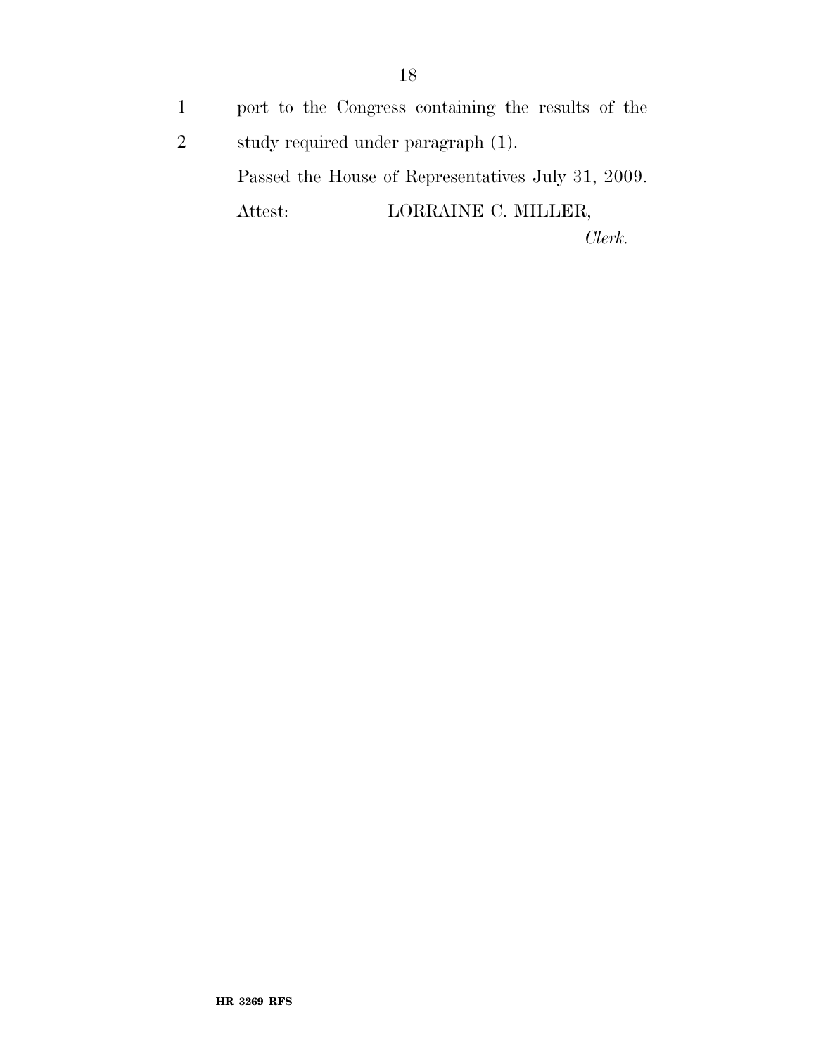port to the Congress containing the results of the study required under paragraph (1).

Passed the House of Representatives July 31, 2009.

Attest: LORRAINE C. MILLER,

*Clerk.*